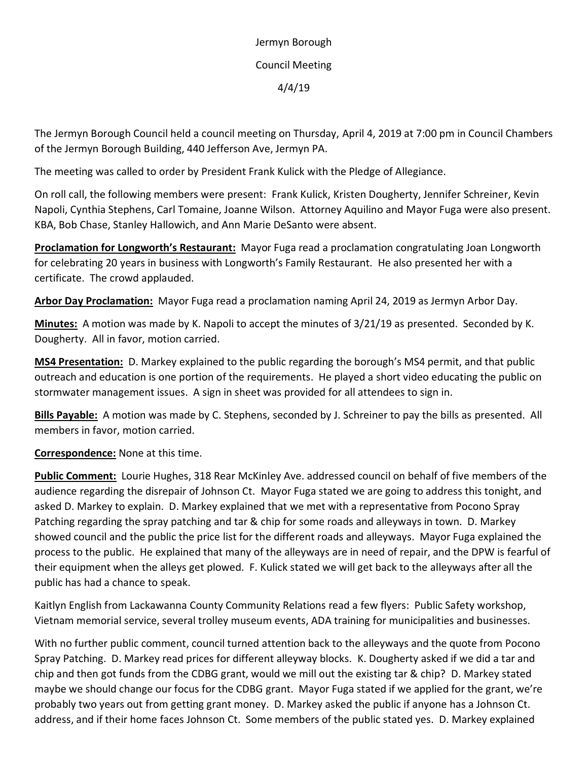Jermyn Borough

Council Meeting

4/4/19

The Jermyn Borough Council held a council meeting on Thursday, April 4, 2019 at 7:00 pm in Council Chambers of the Jermyn Borough Building, 440 Jefferson Ave, Jermyn PA.

The meeting was called to order by President Frank Kulick with the Pledge of Allegiance.

On roll call, the following members were present: Frank Kulick, Kristen Dougherty, Jennifer Schreiner, Kevin Napoli, Cynthia Stephens, Carl Tomaine, Joanne Wilson. Attorney Aquilino and Mayor Fuga were also present. KBA, Bob Chase, Stanley Hallowich, and Ann Marie DeSanto were absent.

**Proclamation for Longworth's Restaurant:** Mayor Fuga read a proclamation congratulating Joan Longworth for celebrating 20 years in business with Longworth's Family Restaurant. He also presented her with a certificate. The crowd applauded.

**Arbor Day Proclamation:** Mayor Fuga read a proclamation naming April 24, 2019 as Jermyn Arbor Day.

**Minutes:** A motion was made by K. Napoli to accept the minutes of 3/21/19 as presented. Seconded by K. Dougherty. All in favor, motion carried.

**MS4 Presentation:** D. Markey explained to the public regarding the borough's MS4 permit, and that public outreach and education is one portion of the requirements. He played a short video educating the public on stormwater management issues. A sign in sheet was provided for all attendees to sign in.

**Bills Payable:** A motion was made by C. Stephens, seconded by J. Schreiner to pay the bills as presented. All members in favor, motion carried.

**Correspondence:** None at this time.

**Public Comment:** Lourie Hughes, 318 Rear McKinley Ave. addressed council on behalf of five members of the audience regarding the disrepair of Johnson Ct. Mayor Fuga stated we are going to address this tonight, and asked D. Markey to explain. D. Markey explained that we met with a representative from Pocono Spray Patching regarding the spray patching and tar & chip for some roads and alleyways in town. D. Markey showed council and the public the price list for the different roads and alleyways. Mayor Fuga explained the process to the public. He explained that many of the alleyways are in need of repair, and the DPW is fearful of their equipment when the alleys get plowed. F. Kulick stated we will get back to the alleyways after all the public has had a chance to speak.

Kaitlyn English from Lackawanna County Community Relations read a few flyers: Public Safety workshop, Vietnam memorial service, several trolley museum events, ADA training for municipalities and businesses.

With no further public comment, council turned attention back to the alleyways and the quote from Pocono Spray Patching. D. Markey read prices for different alleyway blocks. K. Dougherty asked if we did a tar and chip and then got funds from the CDBG grant, would we mill out the existing tar & chip? D. Markey stated maybe we should change our focus for the CDBG grant. Mayor Fuga stated if we applied for the grant, we're probably two years out from getting grant money. D. Markey asked the public if anyone has a Johnson Ct. address, and if their home faces Johnson Ct. Some members of the public stated yes. D. Markey explained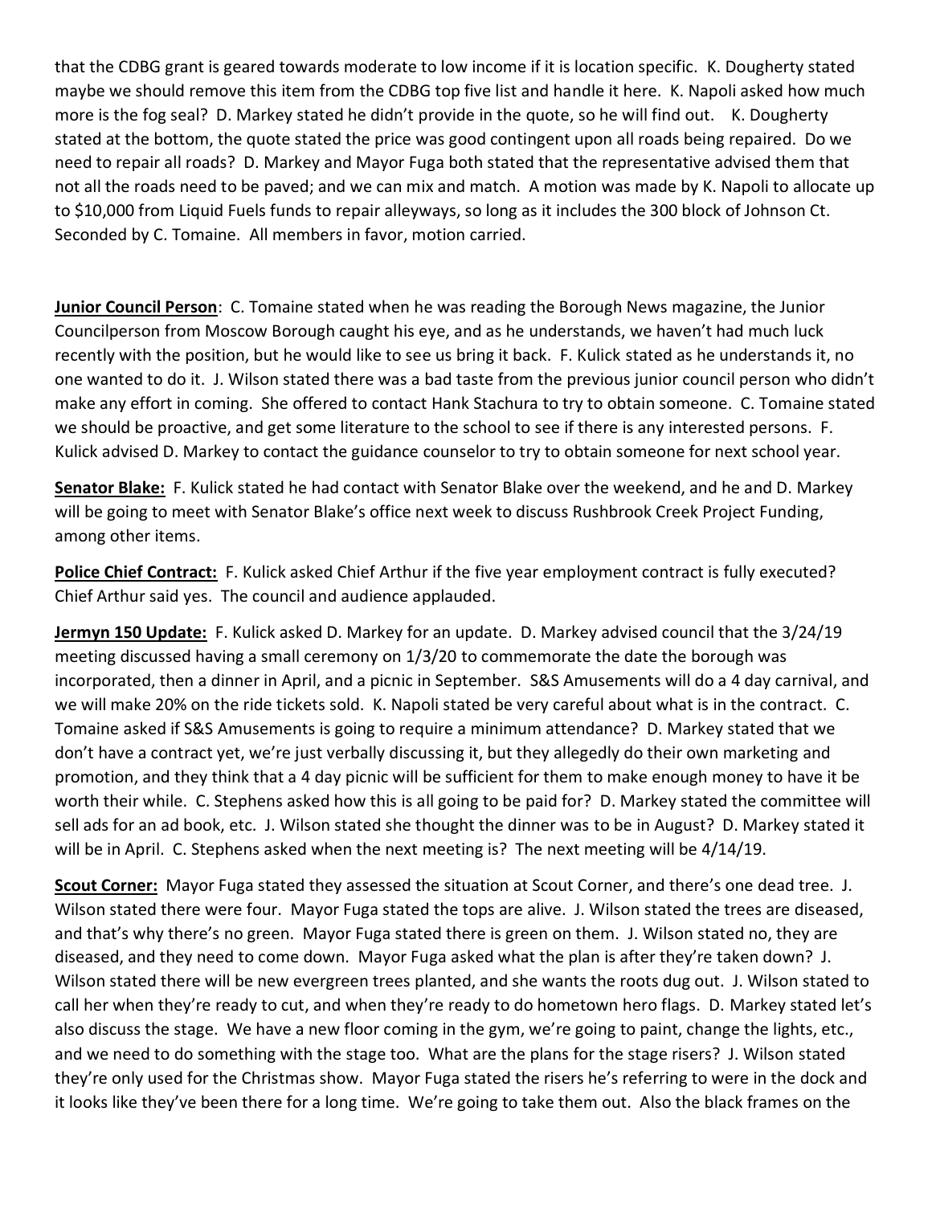that the CDBG grant is geared towards moderate to low income if it is location specific. K. Dougherty stated maybe we should remove this item from the CDBG top five list and handle it here. K. Napoli asked how much more is the fog seal? D. Markey stated he didn't provide in the quote, so he will find out. K. Dougherty stated at the bottom, the quote stated the price was good contingent upon all roads being repaired. Do we need to repair all roads? D. Markey and Mayor Fuga both stated that the representative advised them that not all the roads need to be paved; and we can mix and match. A motion was made by K. Napoli to allocate up to $10,000 from Liquid Fuels funds to repair alleyways, so long as it includes the 300 block of Johnson Ct. Seconded by C. Tomaine. All members in favor, motion carried.

**Junior Council Person**: C. Tomaine stated when he was reading the Borough News magazine, the Junior Councilperson from Moscow Borough caught his eye, and as he understands, we haven't had much luck recently with the position, but he would like to see us bring it back. F. Kulick stated as he understands it, no one wanted to do it. J. Wilson stated there was a bad taste from the previous junior council person who didn't make any effort in coming. She offered to contact Hank Stachura to try to obtain someone. C. Tomaine stated we should be proactive, and get some literature to the school to see if there is any interested persons. F. Kulick advised D. Markey to contact the guidance counselor to try to obtain someone for next school year.

**Senator Blake:** F. Kulick stated he had contact with Senator Blake over the weekend, and he and D. Markey will be going to meet with Senator Blake's office next week to discuss Rushbrook Creek Project Funding, among other items.

**Police Chief Contract:** F. Kulick asked Chief Arthur if the five year employment contract is fully executed? Chief Arthur said yes. The council and audience applauded.

**Jermyn 150 Update:** F. Kulick asked D. Markey for an update. D. Markey advised council that the 3/24/19 meeting discussed having a small ceremony on 1/3/20 to commemorate the date the borough was incorporated, then a dinner in April, and a picnic in September. S&S Amusements will do a 4 day carnival, and we will make 20% on the ride tickets sold. K. Napoli stated be very careful about what is in the contract. C. Tomaine asked if S&S Amusements is going to require a minimum attendance? D. Markey stated that we don't have a contract yet, we're just verbally discussing it, but they allegedly do their own marketing and promotion, and they think that a 4 day picnic will be sufficient for them to make enough money to have it be worth their while. C. Stephens asked how this is all going to be paid for? D. Markey stated the committee will sell ads for an ad book, etc. J. Wilson stated she thought the dinner was to be in August? D. Markey stated it will be in April. C. Stephens asked when the next meeting is? The next meeting will be 4/14/19.

**Scout Corner:** Mayor Fuga stated they assessed the situation at Scout Corner, and there's one dead tree. J. Wilson stated there were four. Mayor Fuga stated the tops are alive. J. Wilson stated the trees are diseased, and that's why there's no green. Mayor Fuga stated there is green on them. J. Wilson stated no, they are diseased, and they need to come down. Mayor Fuga asked what the plan is after they're taken down? J. Wilson stated there will be new evergreen trees planted, and she wants the roots dug out. J. Wilson stated to call her when they're ready to cut, and when they're ready to do hometown hero flags. D. Markey stated let's also discuss the stage. We have a new floor coming in the gym, we're going to paint, change the lights, etc., and we need to do something with the stage too. What are the plans for the stage risers? J. Wilson stated they're only used for the Christmas show. Mayor Fuga stated the risers he's referring to were in the dock and it looks like they've been there for a long time. We're going to take them out. Also the black frames on the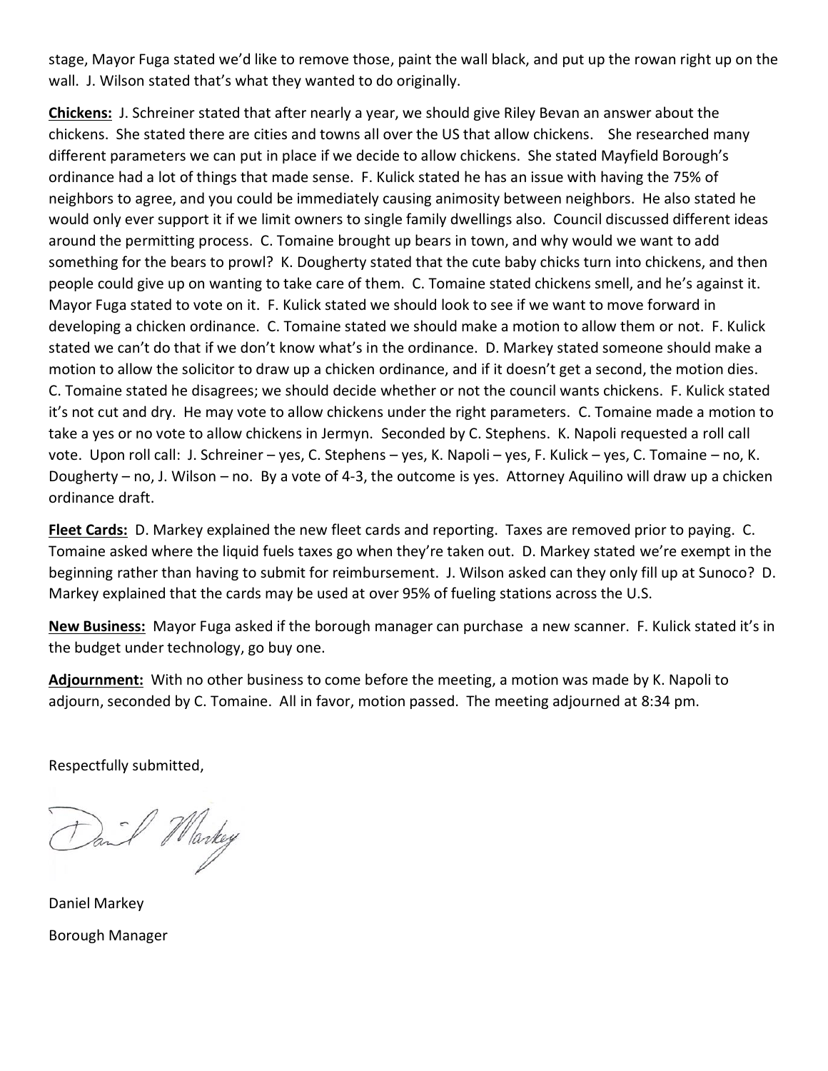stage, Mayor Fuga stated we'd like to remove those, paint the wall black, and put up the rowan right up on the wall. J. Wilson stated that's what they wanted to do originally.

**<u>Chickens:</u>** J. Schreiner stated that after nearly a year, we should give Riley Bevan an answer about the chickens. She stated there are cities and towns all over the US that allow chickens. She researched many different parameters we can put in place if we decide to allow chickens. She stated Mayfield Borough's ordinance had a lot of things that made sense. F. Kulick stated he has an issue with having the 75% of neighbors to agree, and you could be immediately causing animosity between neighbors. He also stated he would only ever support it if we limit owners to single family dwellings also. Council discussed different ideas around the permitting process. C. Tomaine brought up bears in town, and why would we want to add something for the bears to prowl? K. Dougherty stated that the cute baby chicks turn into chickens, and then people could give up on wanting to take care of them. C. Tomaine stated chickens smell, and he's against it. Mayor Fuga stated to vote on it. F. Kulick stated we should look to see if we want to move forward in developing a chicken ordinance. C. Tomaine stated we should make a motion to allow them or not. F. Kulick stated we can't do that if we don't know what's in the ordinance. D. Markey stated someone should make a motion to allow the solicitor to draw up a chicken ordinance, and if it doesn't get a second, the motion dies. C. Tomaine stated he disagrees; we should decide whether or not the council wants chickens. F. Kulick stated it's not cut and dry. He may vote to allow chickens under the right parameters. C. Tomaine made a motion to take a yes or no vote to allow chickens in Jermyn. Seconded by C. Stephens. K. Napoli requested a roll call vote. Upon roll call: J. Schreiner – yes, C. Stephens – yes, K. Napoli – yes, F. Kulick – yes, C. Tomaine – no, K. Dougherty – no, J. Wilson – no. By a vote of 4-3, the outcome is yes. Attorney Aquilino will draw up a chicken ordinance draft.

**<u>Fleet Cards:</u>** D. Markey explained the new fleet cards and reporting. Taxes are removed prior to paying. C. Tomaine asked where the liquid fuels taxes go when they're taken out. D. Markey stated we're exempt in the beginning rather than having to submit for reimbursement. J. Wilson asked can they only fill up at Sunoco? D. Markey explained that the cards may be used at over 95% of fueling stations across the U.S.

**<u>New Business:</u>** Mayor Fuga asked if the borough manager can purchase a new scanner. F. Kulick stated it's in the budget under technology, go buy one.

**<u>Adjournment:</u>** With no other business to come before the meeting, a motion was made by K. Napoli to adjourn, seconded by C. Tomaine. All in favor, motion passed. The meeting adjourned at 8:34 pm.

Respectfully submitted,

Daniel Markey

Daniel Markey

Borough Manager